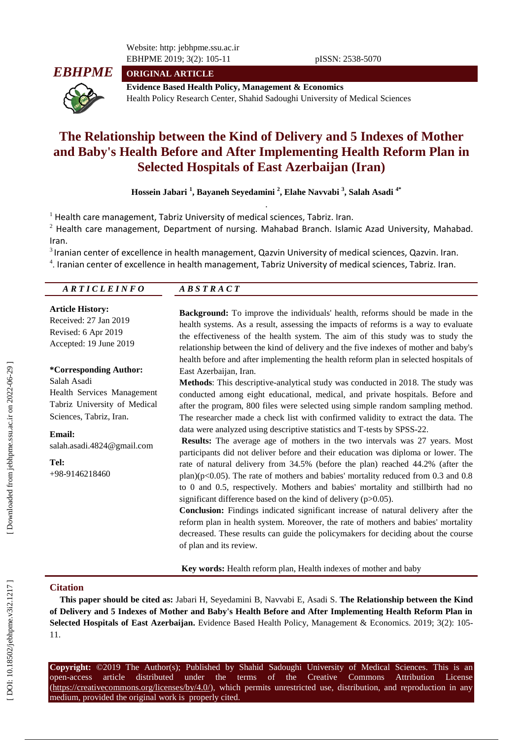Website: http: jebhpme.ssu.ac.ir

pISSN: 2538-5070

**EBHPME**

**ORIGINAL ARTICLE**

**Evidence Based Health Policy, Management & Economics**

Health Policy Research Center, Shahid Sadoughi University of Medical Sciences

# The Relationship between the Kind of Delivery and 5 Indexes of Mother and Baby's Health Before and After Implementing Health Reform Plan in Selected Hospitals of East Azerbaijan (Iran)

**Hossein Jabari [1], Bayaneh Seyedamini [2], Elahe Navvabi [3], Salah Asadi [4*]**

[1] Health care management, Tabriz University of medical sciences, Tabriz. Iran.

[2] Health care management, Department of nursing. Mahabad Branch. Islamic Azad University, Mahabad. Iran.

[3] Iranian center of excellence in health management, Qazvin University of medical sciences, Qazvin. Iran.

[4]. Iranian center of excellence in health management, Tabriz University of medical sciences, Tabriz. Iran.

## ARTICLE INFO

**Article History:**
Received: 27 Jan 2019
Revised: 6 Apr 2019
Accepted: 19 June 2019

**\*Corresponding Author:**
Salah Asadi
Health Services Management Tabriz University of Medical Sciences, Tabriz, Iran.

**Email:**
salah.asadi.4824@gmail.com

**Tel:**
+98-9146218460

## ABSTRACT

**Background:** To improve the individuals' health, reforms should be made in the health systems. As a result, assessing the impacts of reforms is a way to evaluate the effectiveness of the health system. The aim of this study was to study the relationship between the kind of delivery and the five indexes of mother and baby's health before and after implementing the health reform plan in selected hospitals of East Azerbaijan, Iran.

**Methods**: This descriptive-analytical study was conducted in 2018. The study was conducted among eight educational, medical, and private hospitals. Before and after the program, 800 files were selected using simple random sampling method. The researcher made a check list with confirmed validity to extract the data. The data were analyzed using descriptive statistics and T-tests by SPSS-22.

**Results:** The average age of mothers in the two intervals was 27 years. Most participants did not deliver before and their education was diploma or lower. The rate of natural delivery from 34.5% (before the plan) reached 44.2% (after the plan)($p<0.05$). The rate of mothers and babies' mortality reduced from 0.3 and 0.8 to 0 and 0.5, respectively. Mothers and babies' mortality and stillbirth had no significant difference based on the kind of delivery ($p>0.05$).

**Conclusion:** Findings indicated significant increase of natural delivery after the reform plan in health system. Moreover, the rate of mothers and babies' mortality decreased. These results can guide the policymakers for deciding about the course of plan and its review.

**Key words:** Health reform plan, Health indexes of mother and baby

## Citation

**This paper should be cited as:** Jabari H, Seyedamini B, Navvabi E, Asadi S. **The Relationship between the Kind of Delivery and 5 Indexes of Mother and Baby's Health Before and After Implementing Health Reform Plan in Selected Hospitals of East Azerbaijan.** Evidence Based Health Policy, Management & Economics. 2019; 3(2): 105-11.

**Copyright:** ©2019 The Author(s); Published by Shahid Sadoughi University of Medical Sciences. This is an open-access article distributed under the terms of the Creative Commons Attribution License (https://creativecommons.org/licenses/by/4.0/), which permits unrestricted use, distribution, and reproduction in any medium, provided the original work is properly cited.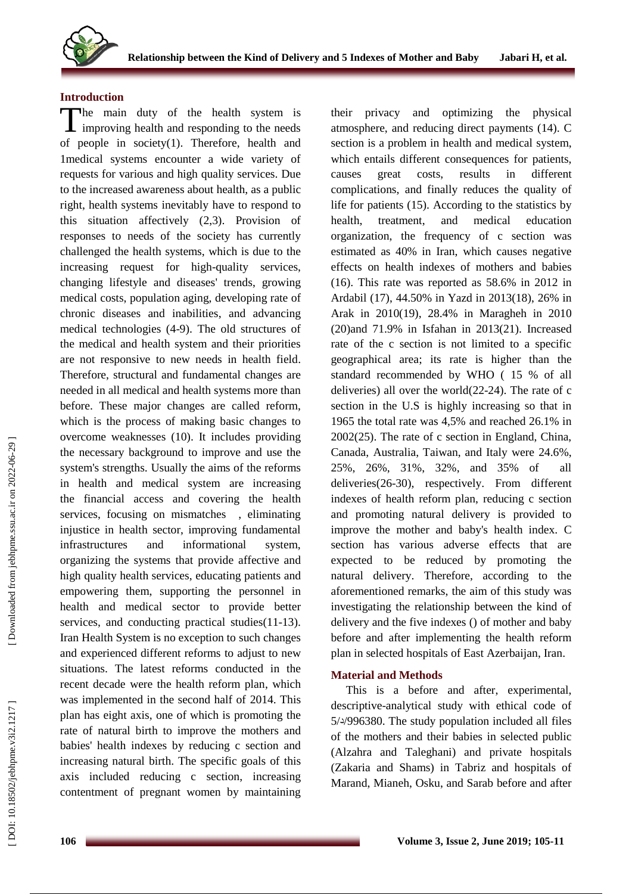## Introduction

The main duty of the health system is improving health and responding to the needs of people in society(1). Therefore, health and 1medical systems encounter a wide variety of requests for various and high quality services. Due to the increased awareness about health, as a public right, health systems inevitably have to respond to this situation affectively (2,3). Provision of responses to needs of the society has currently challenged the health systems, which is due to the increasing request for high-quality services, changing lifestyle and diseases' trends, growing medical costs, population aging, developing rate of chronic diseases and inabilities, and advancing medical technologies (4-9). The old structures of the medical and health system and their priorities are not responsive to new needs in health field. Therefore, structural and fundamental changes are needed in all medical and health systems more than before. These major changes are called reform, which is the process of making basic changes to overcome weaknesses (10). It includes providing the necessary background to improve and use the system's strengths. Usually the aims of the reforms in health and medical system are increasing the financial access and covering the health services, focusing on mismatches , eliminating injustice in health sector, improving fundamental infrastructures and informational system, organizing the systems that provide affective and high quality health services, educating patients and empowering them, supporting the personnel in health and medical sector to provide better services, and conducting practical studies(11-13). Iran Health System is no exception to such changes and experienced different reforms to adjust to new situations. The latest reforms conducted in the recent decade were the health reform plan, which was implemented in the second half of 2014. This plan has eight axis, one of which is promoting the rate of natural birth to improve the mothers and babies' health indexes by reducing c section and increasing natural birth. The specific goals of this axis included reducing c section, increasing contentment of pregnant women by maintaining their privacy and optimizing the physical atmosphere, and reducing direct payments (14). C section is a problem in health and medical system, which entails different consequences for patients, causes great costs, results in different complications, and finally reduces the quality of life for patients (15). According to the statistics by health, treatment, and medical education organization, the frequency of c section was estimated as 40% in Iran, which causes negative effects on health indexes of mothers and babies (16). This rate was reported as 58.6% in 2012 in Ardabil (17), 44.50% in Yazd in 2013(18), 26% in Arak in 2010(19), 28.4% in Maragheh in 2010 (20)and 71.9% in Isfahan in 2013(21). Increased rate of the c section is not limited to a specific geographical area; its rate is higher than the standard recommended by WHO ( 15 % of all deliveries) all over the world(22-24). The rate of c section in the U.S is highly increasing so that in 1965 the total rate was 4,5% and reached 26.1% in 2002(25). The rate of c section in England, China, Canada, Australia, Taiwan, and Italy were 24.6%, 25%, 26%, 31%, 32%, and 35% of all deliveries(26-30), respectively. From different indexes of health reform plan, reducing c section and promoting natural delivery is provided to improve the mother and baby's health index. C section has various adverse effects that are expected to be reduced by promoting the natural delivery. Therefore, according to the aforementioned remarks, the aim of this study was investigating the relationship between the kind of delivery and the five indexes () of mother and baby before and after implementing the health reform plan in selected hospitals of East Azerbaijan, Iran.

## Material and Methods

This is a before and after, experimental, descriptive-analytical study with ethical code of 5/د/996380. The study population included all files of the mothers and their babies in selected public (Alzahra and Taleghani) and private hospitals (Zakaria and Shams) in Tabriz and hospitals of Marand, Mianeh, Osku, and Sarab before and after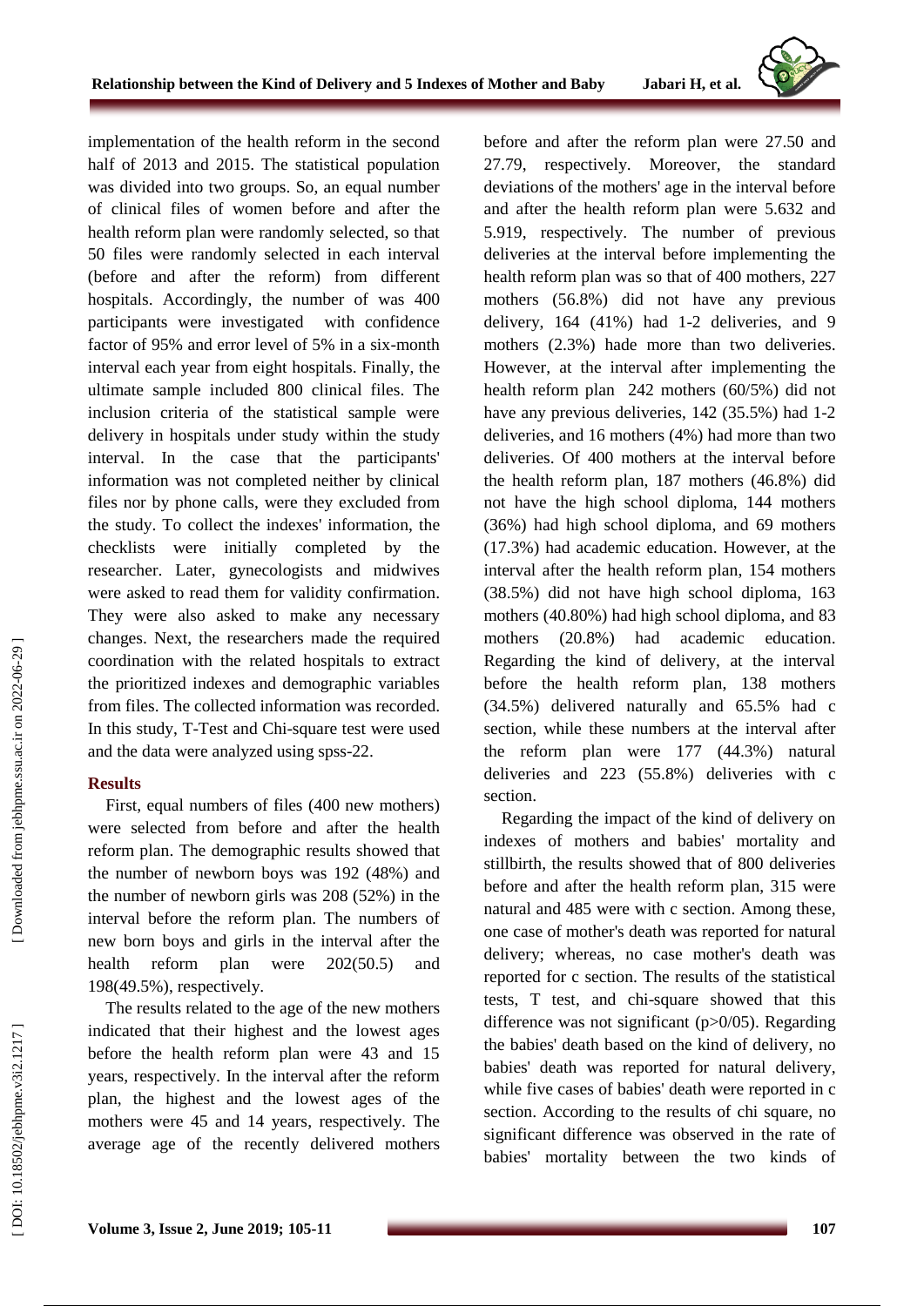implementation of the health reform in the second half of 2013 and 2015. The statistical population was divided into two groups. So, an equal number of clinical files of women before and after the health reform plan were randomly selected, so that 50 files were randomly selected in each interval (before and after the reform) from different hospitals. Accordingly, the number of was 400 participants were investigated with confidence factor of 95% and error level of 5% in a six-month interval each year from eight hospitals. Finally, the ultimate sample included 800 clinical files. The inclusion criteria of the statistical sample were delivery in hospitals under study within the study interval. In the case that the participants' information was not completed neither by clinical files nor by phone calls, were they excluded from the study. To collect the indexes' information, the checklists were initially completed by the researcher. Later, gynecologists and midwives were asked to read them for validity confirmation. They were also asked to make any necessary changes. Next, the researchers made the required coordination with the related hospitals to extract the prioritized indexes and demographic variables from files. The collected information was recorded. In this study, T-Test and Chi-square test were used and the data were analyzed using spss-22.

## Results

First, equal numbers of files (400 new mothers) were selected from before and after the health reform plan. The demographic results showed that the number of newborn boys was 192 (48%) and the number of newborn girls was 208 (52%) in the interval before the reform plan. The numbers of new born boys and girls in the interval after the health reform plan were 202(50.5) and 198(49.5%), respectively.

The results related to the age of the new mothers indicated that their highest and the lowest ages before the health reform plan were 43 and 15 years, respectively. In the interval after the reform plan, the highest and the lowest ages of the mothers were 45 and 14 years, respectively. The average age of the recently delivered mothers before and after the reform plan were 27.50 and 27.79, respectively. Moreover, the standard deviations of the mothers' age in the interval before and after the health reform plan were 5.632 and 5.919, respectively. The number of previous deliveries at the interval before implementing the health reform plan was so that of 400 mothers, 227 mothers (56.8%) did not have any previous delivery, 164 (41%) had 1-2 deliveries, and 9 mothers (2.3%) hade more than two deliveries. However, at the interval after implementing the health reform plan 242 mothers (60/5%) did not have any previous deliveries, 142 (35.5%) had 1-2 deliveries, and 16 mothers (4%) had more than two deliveries. Of 400 mothers at the interval before the health reform plan, 187 mothers (46.8%) did not have the high school diploma, 144 mothers (36%) had high school diploma, and 69 mothers (17.3%) had academic education. However, at the interval after the health reform plan, 154 mothers (38.5%) did not have high school diploma, 163 mothers (40.80%) had high school diploma, and 83 mothers (20.8%) had academic education. Regarding the kind of delivery, at the interval before the health reform plan, 138 mothers (34.5%) delivered naturally and 65.5% had c section, while these numbers at the interval after the reform plan were 177 (44.3%) natural deliveries and 223 (55.8%) deliveries with c section.

Regarding the impact of the kind of delivery on indexes of mothers and babies' mortality and stillbirth, the results showed that of 800 deliveries before and after the health reform plan, 315 were natural and 485 were with c section. Among these, one case of mother's death was reported for natural delivery; whereas, no case mother's death was reported for c section. The results of the statistical tests, T test, and chi-square showed that this difference was not significant (p>0/05). Regarding the babies' death based on the kind of delivery, no babies' death was reported for natural delivery, while five cases of babies' death were reported in c section. According to the results of chi square, no significant difference was observed in the rate of babies' mortality between the two kinds of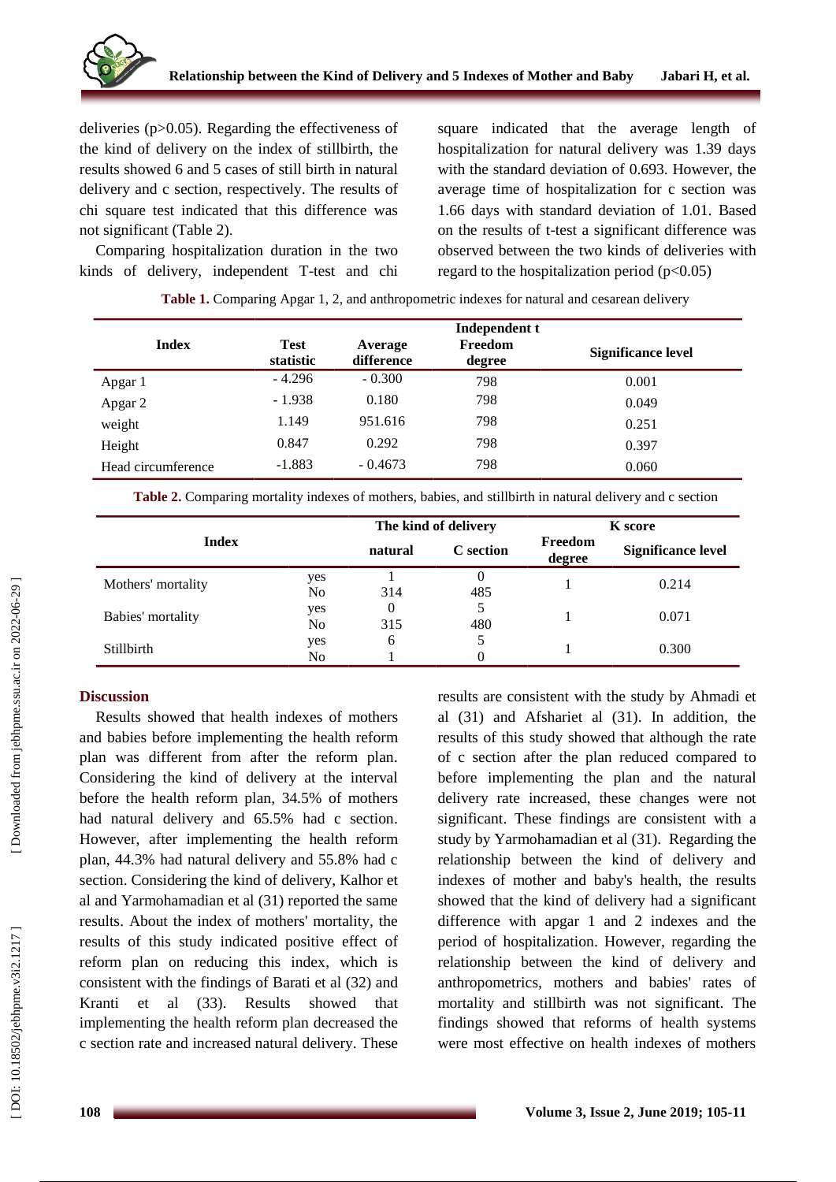deliveries ($p>0.05$). Regarding the effectiveness of the kind of delivery on the index of stillbirth, the results showed 6 and 5 cases of still birth in natural delivery and c section, respectively. The results of chi square test indicated that this difference was not significant (Table 2).

Comparing hospitalization duration in the two kinds of delivery, independent T-test and chi square indicated that the average length of hospitalization for natural delivery was 1.39 days with the standard deviation of 0.693. However, the average time of hospitalization for c section was 1.66 days with standard deviation of 1.01. Based on the results of t-test a significant difference was observed between the two kinds of deliveries with regard to the hospitalization period ($p<0.05$)

**Table 1.** Comparing Apgar 1, 2, and anthropometric indexes for natural and cesarean delivery

| Index | Independent t | | | |
|---|---|---|---|---|
| | Test statistic | Average difference | Freedom degree | Significance level |
| Apgar 1 | - 4.296 | - 0.300 | 798 | 0.001 |
| Apgar 2 | - 1.938 | 0.180 | 798 | 0.049 |
| weight | 1.149 | 951.616 | 798 | 0.251 |
| Height | 0.847 | 0.292 | 798 | 0.397 |
| Head circumference | -1.883 | - 0.4673 | 798 | 0.060 |

**Table 2.** Comparing mortality indexes of mothers, babies, and stillbirth in natural delivery and c section

| Index | | The kind of delivery | | K score | |
|---|---|---|---|---|---|
| | | natural | C section | Freedom degree | Significance level |
| Mothers' mortality | yes | 1 | 0 | 1 | 0.214 |
| | No | 314 | 485 | | |
| Babies' mortality | yes | 0 | 5 | 1 | 0.071 |
| | No | 315 | 480 | | |
| Stillbirth | yes | 6 | 5 | 1 | 0.300 |
| | No | 1 | 0 | | |

## Discussion

Results showed that health indexes of mothers and babies before implementing the health reform plan was different from after the reform plan. Considering the kind of delivery at the interval before the health reform plan, 34.5% of mothers had natural delivery and 65.5% had c section. However, after implementing the health reform plan, 44.3% had natural delivery and 55.8% had c section. Considering the kind of delivery, Kalhor et al and Yarmohamadian et al (31) reported the same results. About the index of mothers' mortality, the results of this study indicated positive effect of reform plan on reducing this index, which is consistent with the findings of Barati et al (32) and Kranti et al (33). Results showed that implementing the health reform plan decreased the c section rate and increased natural delivery. These results are consistent with the study by Ahmadi et al (31) and Afsharie al (31). In addition, the results of this study showed that although the rate of c section after the plan reduced compared to before implementing the plan and the natural delivery rate increased, these changes were not significant. These findings are consistent with a study by Yarmohamadian et al (31). Regarding the relationship between the kind of delivery and indexes of mother and baby's health, the results showed that the kind of delivery had a significant difference with apgar 1 and 2 indexes and the period of hospitalization. However, regarding the relationship between the kind of delivery and anthropometrics, mothers and babies' rates of mortality and stillbirth was not significant. The findings showed that reforms of health systems were most effective on health indexes of mothers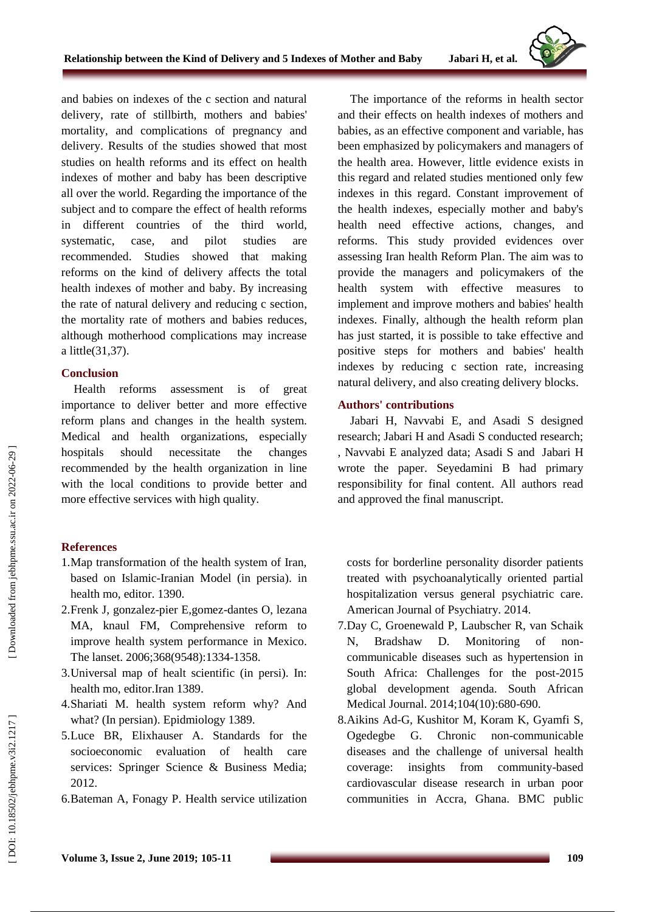and babies on indexes of the c section and natural delivery, rate of stillbirth, mothers and babies' mortality, and complications of pregnancy and delivery. Results of the studies showed that most studies on health reforms and its effect on health indexes of mother and baby has been descriptive all over the world. Regarding the importance of the subject and to compare the effect of health reforms in different countries of the third world, systematic, case, and pilot studies are recommended. Studies showed that making reforms on the kind of delivery affects the total health indexes of mother and baby. By increasing the rate of natural delivery and reducing c section, the mortality rate of mothers and babies reduces, although motherhood complications may increase a little(31,37).

## Conclusion

Health reforms assessment is of great importance to deliver better and more effective reform plans and changes in the health system. Medical and health organizations, especially hospitals should necessitate the changes recommended by the health organization in line with the local conditions to provide better and more effective services with high quality.

The importance of the reforms in health sector and their effects on health indexes of mothers and babies, as an effective component and variable, has been emphasized by policymakers and managers of the health area. However, little evidence exists in this regard and related studies mentioned only few indexes in this regard. Constant improvement of the health indexes, especially mother and baby's health need effective actions, changes, and reforms. This study provided evidences over assessing Iran health Reform Plan. The aim was to provide the managers and policymakers of the health system with effective measures to implement and improve mothers and babies' health indexes. Finally, although the health reform plan has just started, it is possible to take effective and positive steps for mothers and babies' health indexes by reducing c section rate, increasing natural delivery, and also creating delivery blocks.

## Authors' contributions

Jabari H, Navvabi E, and Asadi S designed research; Jabari H and Asadi S conducted research; , Navvabi E analyzed data; Asadi S and Jabari H wrote the paper. Seyedamini B had primary responsibility for final content. All authors read and approved the final manuscript.

## References

1. Map transformation of the health system of Iran, based on Islamic-Iranian Model (in persia). in health mo, editor. 1390.
2. Frenk J, gonzalez-pier E,gomez-dantes O, lezana MA, knaul FM, Comprehensive reform to improve health system performance in Mexico. The lanset. 2006;368(9548):1334-1358.
3. Universal map of healt scientific (in persi). In: health mo, editor.Iran 1389.
4. Shariati M. health system reform why? And what? (In persian). Epidmiology 1389.
5. Luce BR, Elixhauser A. Standards for the socioeconomic evaluation of health care services: Springer Science & Business Media; 2012.
6. Bateman A, Fonagy P. Health service utilization costs for borderline personality disorder patients treated with psychoanalytically oriented partial hospitalization versus general psychiatric care. American Journal of Psychiatry. 2014.
7. Day C, Groenewald P, Laubscher R, van Schaik N, Bradshaw D. Monitoring of non-communicable diseases such as hypertension in South Africa: Challenges for the post-2015 global development agenda. South African Medical Journal. 2014;104(10):680-690.
8. Aikins Ad-G, Kushitor M, Koram K, Gyamfi S, Ogedegbe G. Chronic non-communicable diseases and the challenge of universal health coverage: insights from community-based cardiovascular disease research in urban poor communities in Accra, Ghana. BMC public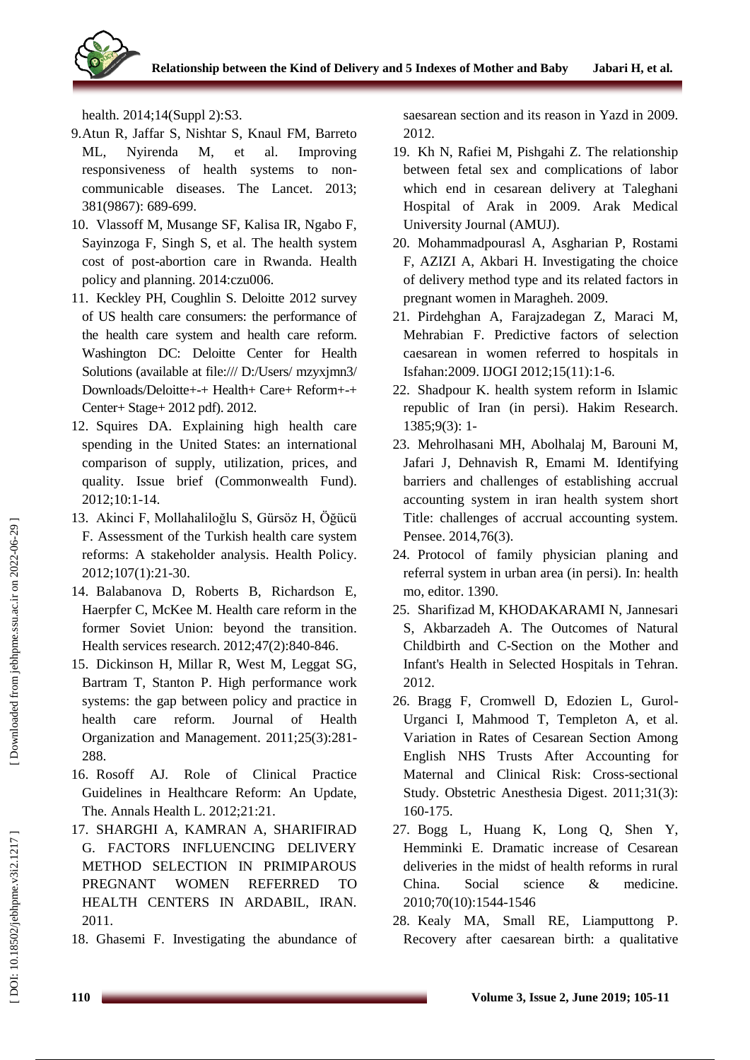health. 2014;14(Suppl 2):S3.

9. Atun R, Jaffar S, Nishtar S, Knaul FM, Barreto ML, Nyirenda M, et al. Improving responsiveness of health systems to non-communicable diseases. The Lancet. 2013; 381(9867): 689-699.
10. Vlassoff M, Musange SF, Kalisa IR, Ngabo F, Sayinzoga F, Singh S, et al. The health system cost of post-abortion care in Rwanda. Health policy and planning. 2014:czu006.
11. Keckley PH, Coughlin S. Deloitte 2012 survey of US health care consumers: the performance of the health care system and health care reform. Washington DC: Deloitte Center for Health Solutions (available at file:/// D:/Users/ mzyxjmn3/ Downloads/Deloitte+-+ Health+ Care+ Reform+-+ Center+ Stage+ 2012 pdf). 2012.
12. Squires DA. Explaining high health care spending in the United States: an international comparison of supply, utilization, prices, and quality. Issue brief (Commonwealth Fund). 2012;10:1-14.
13. Akinci F, Mollahaliloğlu S, Gürsöz H, Öğücü F. Assessment of the Turkish health care system reforms: A stakeholder analysis. Health Policy. 2012;107(1):21-30.
14. Balabanova D, Roberts B, Richardson E, Haerpfer C, McKee M. Health care reform in the former Soviet Union: beyond the transition. Health services research. 2012;47(2):840-846.
15. Dickinson H, Millar R, West M, Leggat SG, Bartram T, Stanton P. High performance work systems: the gap between policy and practice in health care reform. Journal of Health Organization and Management. 2011;25(3):281-288.
16. Rosoff AJ. Role of Clinical Practice Guidelines in Healthcare Reform: An Update, The. Annals Health L. 2012;21:21.
17. SHARGHI A, KAMRAN A, SHARIFIRAD G. FACTORS INFLUENCING DELIVERY METHOD SELECTION IN PRIMIPAROUS PREGNANT WOMEN REFERRED TO HEALTH CENTERS IN ARDABIL, IRAN. 2011.
18. Ghasemi F. Investigating the abundance of saesarean section and its reason in Yazd in 2009. 2012.
19. Kh N, Rafiei M, Pishgahi Z. The relationship between fetal sex and complications of labor which end in cesarean delivery at Taleghani Hospital of Arak in 2009. Arak Medical University Journal (AMUJ).
20. Mohammadpourasl A, Asgharian P, Rostami F, AZIZI A, Akbari H. Investigating the choice of delivery method type and its related factors in pregnant women in Maragheh. 2009.
21. Pirdehghan A, Farajzadegan Z, Maraci M, Mehrabian F. Predictive factors of selection caesarean in women referred to hospitals in Isfahan:2009. IJOGI 2012;15(11):1-6.
22. Shadpour K. health system reform in Islamic republic of Iran (in persi). Hakim Research. 1385;9(3): 1-
23. Mehrolhasani MH, Abolhalaj M, Barouni M, Jafari J, Dehnavish R, Emami M. Identifying barriers and challenges of establishing accrual accounting system in iran health system short Title: challenges of accrual accounting system. Pensee. 2014,76(3).
24. Protocol of family physician planing and referral system in urban area (in persi). In: health mo, editor. 1390.
25. Sharifizad M, KHODAKARAMI N, Jannesari S, Akbarzadeh A. The Outcomes of Natural Childbirth and C-Section on the Mother and Infant's Health in Selected Hospitals in Tehran. 2012.
26. Bragg F, Cromwell D, Edozien L, Gurol-Urganci I, Mahmood T, Templeton A, et al. Variation in Rates of Cesarean Section Among English NHS Trusts After Accounting for Maternal and Clinical Risk: Cross-sectional Study. Obstetric Anesthesia Digest. 2011;31(3): 160-175.
27. Bogg L, Huang K, Long Q, Shen Y, Hemminki E. Dramatic increase of Cesarean deliveries in the midst of health reforms in rural China. Social science & medicine. 2010;70(10):1544-1546
28. Kealy MA, Small RE, Liamputtong P. Recovery after caesarean birth: a qualitative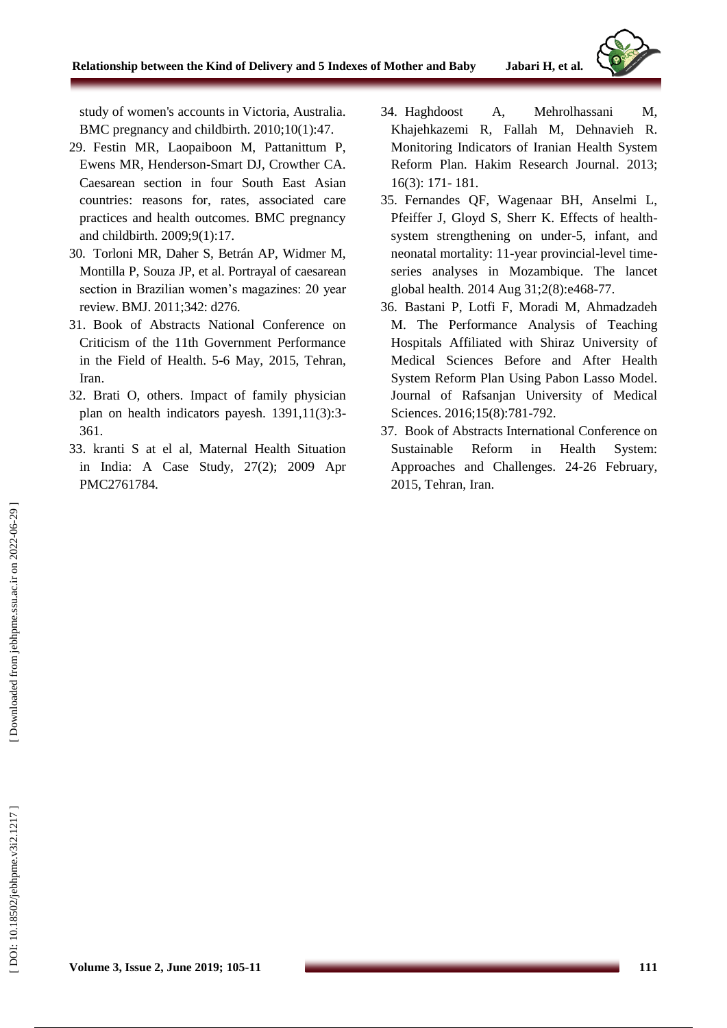study of women's accounts in Victoria, Australia. BMC pregnancy and childbirth. 2010;10(1):47.

29. Festin MR, Laopaiboon M, Pattanittum P, Ewens MR, Henderson-Smart DJ, Crowther CA. Caesarean section in four South East Asian countries: reasons for, rates, associated care practices and health outcomes. BMC pregnancy and childbirth. 2009;9(1):17.
30. Torloni MR, Daher S, Betrán AP, Widmer M, Montilla P, Souza JP, et al. Portrayal of caesarean section in Brazilian women's magazines: 20 year review. BMJ. 2011;342: d276.
31. Book of Abstracts National Conference on Criticism of the 11th Government Performance in the Field of Health. 5-6 May, 2015, Tehran, Iran.
32. Brati O, others. Impact of family physician plan on health indicators payesh. 1391,11(3):3-361.
33. kranti S at el al, Maternal Health Situation in India: A Case Study, 27(2); 2009 Apr PMC2761784.
34. Haghdoost A, Mehrolhassani M, Khajehkazemi R, Fallah M, Dehnavieh R. Monitoring Indicators of Iranian Health System Reform Plan. Hakim Research Journal. 2013; 16(3): 171- 181.
35. Fernandes QF, Wagenaar BH, Anselmi L, Pfeiffer J, Gloyd S, Sherr K. Effects of health-system strengthening on under-5, infant, and neonatal mortality: 11-year provincial-level time-series analyses in Mozambique. The lancet global health. 2014 Aug 31;2(8):e468-77.
36. Bastani P, Lotfi F, Moradi M, Ahmadzadeh M. The Performance Analysis of Teaching Hospitals Affiliated with Shiraz University of Medical Sciences Before and After Health System Reform Plan Using Pabon Lasso Model. Journal of Rafsanjan University of Medical Sciences. 2016;15(8):781-792.
37. Book of Abstracts International Conference on Sustainable Reform in Health System: Approaches and Challenges. 24-26 February, 2015, Tehran, Iran.